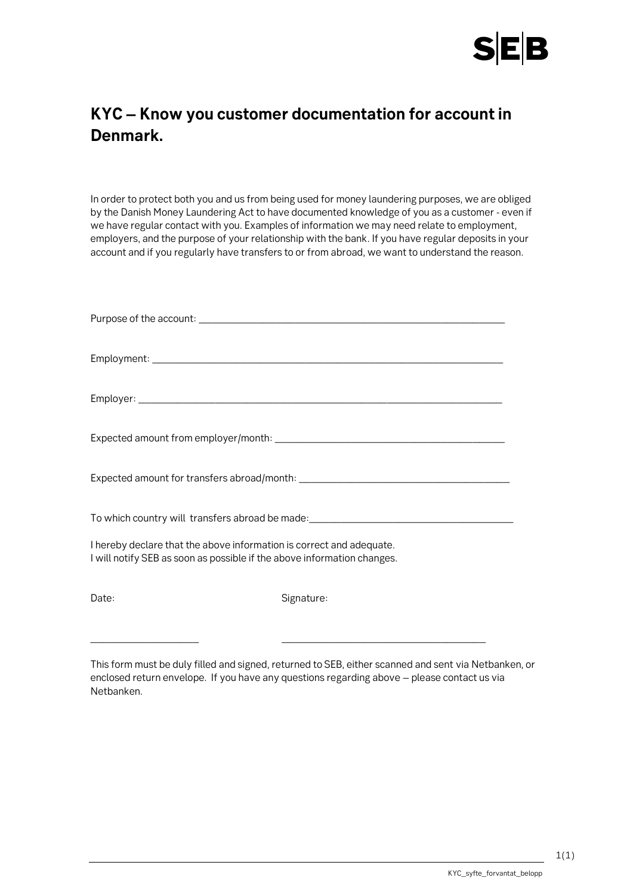SEB

# KYC – Know you customer documentation for account in Denmark.

In order to protect both you and us from being used for money laundering purposes, we are obliged by the Danish Money Laundering Act to have documented knowledge of you as a customer - even if we have regular contact with you. Examples of information we may need relate to employment, employers, and the purpose of your relationship with the bank. If you have regular deposits in your account and if you regularly have transfers to or from abroad, we want to understand the reason.

Purpose of the account: ___________________________________________________________

Employment: ___________________________________________________________________

Employer: _____________________________________________________________________

Expected amount from employer/month: ____________________________________________

Expected amount for transfers abroad/month: ________________________________________

To which country will transfers abroad be made:_______________________________________

I hereby declare that the above information is correct and adequate.
I will notify SEB as soon as possible if the above information changes.

Date: Signature:

_____________________ _______________________________________

This form must be duly filled and signed, returned to SEB, either scanned and sent via Netbanken, or enclosed return envelope. If you have any questions regarding above – please contact us via Netbanken.

KYC_syfte_forvantat_belopp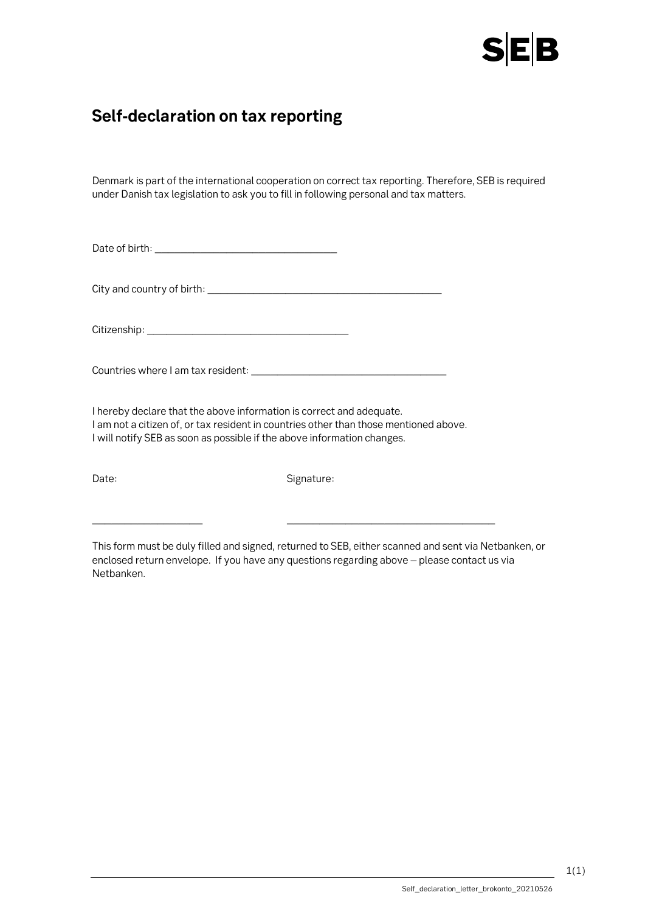# Self-declaration on tax reporting

Denmark is part of the international cooperation on correct tax reporting. Therefore, SEB is required under Danish tax legislation to ask you to fill in following personal and tax matters.

Date of birth: ________________________________

City and country of birth: __________________________________________

Citizenship: ___________________________________

Countries where I am tax resident: __________________________________

I hereby declare that the above information is correct and adequate.
I am not a citizen of, or tax resident in countries other than those mentioned above.
I will notify SEB as soon as possible if the above information changes.

Date: ____________________

Signature: _____________________________________

This form must be duly filled and signed, returned to SEB, either scanned and sent via Netbanken, or enclosed return envelope. If you have any questions regarding above – please contact us via Netbanken.

Self_declaration_letter_brokonto_20210526